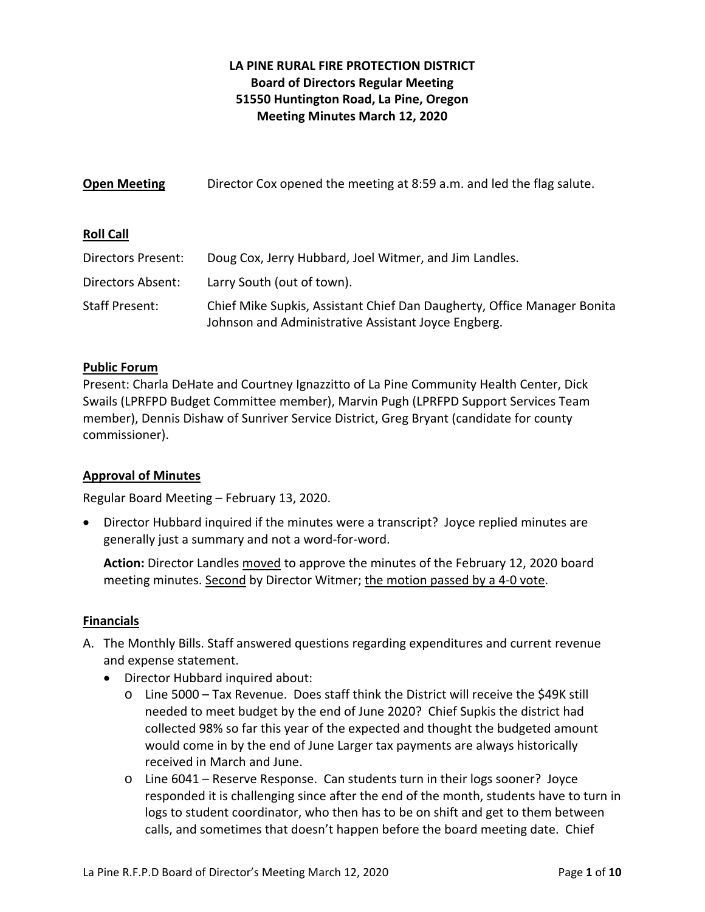# LA PINE RURAL FIRE PROTECTION DISTRICT
## Board of Directors Regular Meeting
## 51550 Huntington Road, La Pine, Oregon
## Meeting Minutes March 12, 2020

**<u>Open Meeting</u>** Director Cox opened the meeting at 8:59 a.m. and led the flag salute.

**<u>Roll Call</u>**

Directors Present: Doug Cox, Jerry Hubbard, Joel Witmer, and Jim Landles.

Directors Absent: Larry South (out of town).

Staff Present: Chief Mike Supkis, Assistant Chief Dan Daugherty, Office Manager Bonita Johnson and Administrative Assistant Joyce Engberg.

**<u>Public Forum</u>**

Present: Charla DeHate and Courtney Ignazzitto of La Pine Community Health Center, Dick Swails (LPRFPD Budget Committee member), Marvin Pugh (LPRFPD Support Services Team member), Dennis Dishaw of Sunriver Service District, Greg Bryant (candidate for county commissioner).

**<u>Approval of Minutes</u>**

Regular Board Meeting – February 13, 2020.

- Director Hubbard inquired if the minutes were a transcript? Joyce replied minutes are generally just a summary and not a word-for-word.

  **Action:** Director Landles <u>moved</u> to approve the minutes of the February 12, 2020 board meeting minutes. <u>Second</u> by Director Witmer; <u>the motion passed by a 4-0 vote</u>.

**<u>Financials</u>**

A. The Monthly Bills. Staff answered questions regarding expenditures and current revenue and expense statement.
   - Director Hubbard inquired about:
     - Line 5000 – Tax Revenue. Does staff think the District will receive the $49K still needed to meet budget by the end of June 2020? Chief Supkis the district had collected 98% so far this year of the expected and thought the budgeted amount would come in by the end of June Larger tax payments are always historically received in March and June.
     - Line 6041 – Reserve Response. Can students turn in their logs sooner? Joyce responded it is challenging since after the end of the month, students have to turn in logs to student coordinator, who then has to be on shift and get to them between calls, and sometimes that doesn't happen before the board meeting date. Chief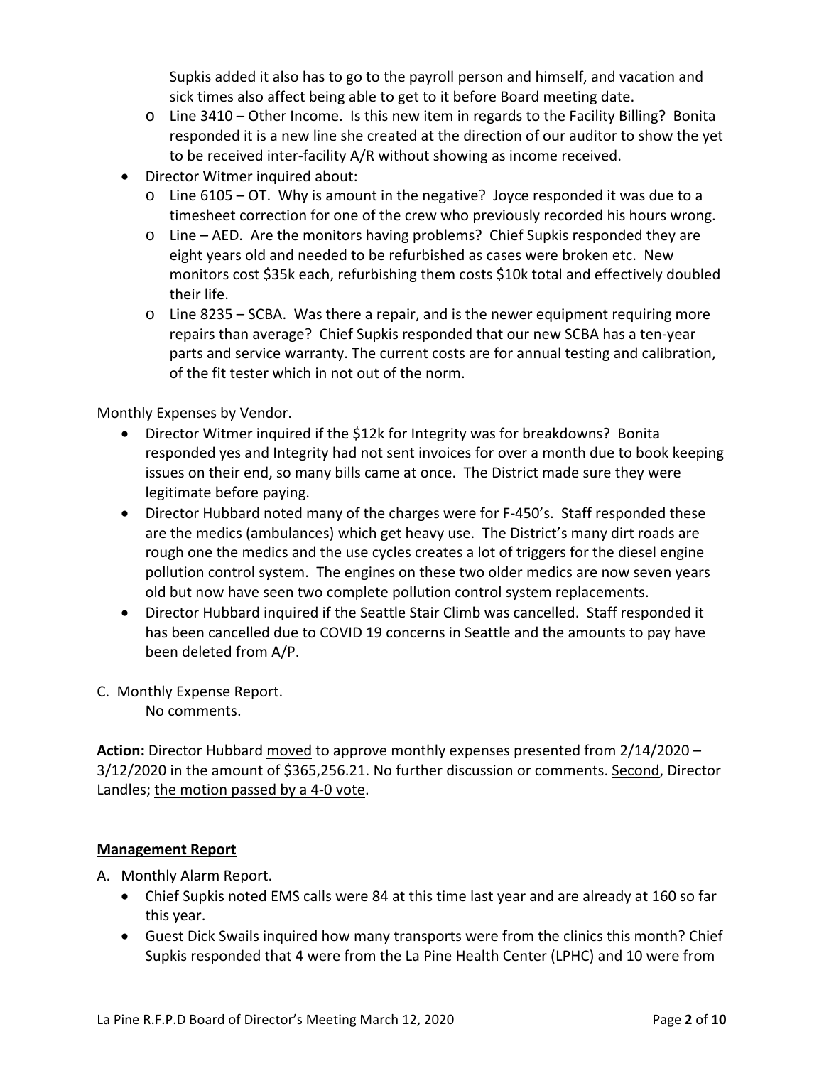Supkis added it also has to go to the payroll person and himself, and vacation and sick times also affect being able to get to it before Board meeting date.

  - Line 3410 – Other Income. Is this new item in regards to the Facility Billing? Bonita responded it is a new line she created at the direction of our auditor to show the yet to be received inter-facility A/R without showing as income received.
- Director Witmer inquired about:
  - Line 6105 – OT. Why is amount in the negative? Joyce responded it was due to a timesheet correction for one of the crew who previously recorded his hours wrong.
  - Line – AED. Are the monitors having problems? Chief Supkis responded they are eight years old and needed to be refurbished as cases were broken etc. New monitors cost $35k each, refurbishing them costs $10k total and effectively doubled their life.
  - Line 8235 – SCBA. Was there a repair, and is the newer equipment requiring more repairs than average? Chief Supkis responded that our new SCBA has a ten-year parts and service warranty. The current costs are for annual testing and calibration, of the fit tester which in not out of the norm.

Monthly Expenses by Vendor.

- Director Witmer inquired if the $12k for Integrity was for breakdowns? Bonita responded yes and Integrity had not sent invoices for over a month due to book keeping issues on their end, so many bills came at once. The District made sure they were legitimate before paying.
- Director Hubbard noted many of the charges were for F-450's. Staff responded these are the medics (ambulances) which get heavy use. The District's many dirt roads are rough one the medics and the use cycles creates a lot of triggers for the diesel engine pollution control system. The engines on these two older medics are now seven years old but now have seen two complete pollution control system replacements.
- Director Hubbard inquired if the Seattle Stair Climb was cancelled. Staff responded it has been cancelled due to COVID 19 concerns in Seattle and the amounts to pay have been deleted from A/P.

C. Monthly Expense Report.
   No comments.

**Action:** Director Hubbard moved to approve monthly expenses presented from 2/14/2020 – 3/12/2020 in the amount of $365,256.21. No further discussion or comments. Second, Director Landles; the motion passed by a 4-0 vote.

## Management Report

A. Monthly Alarm Report.

- Chief Supkis noted EMS calls were 84 at this time last year and are already at 160 so far this year.
- Guest Dick Swails inquired how many transports were from the clinics this month? Chief Supkis responded that 4 were from the La Pine Health Center (LPHC) and 10 were from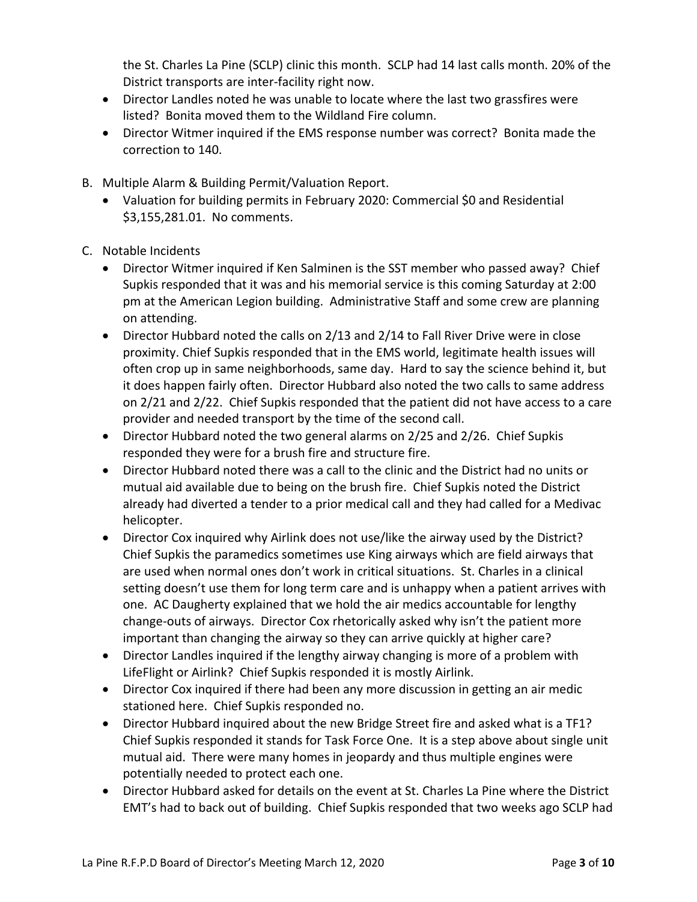the St. Charles La Pine (SCLP) clinic this month. SCLP had 14 last calls month. 20% of the District transports are inter-facility right now.

- Director Landles noted he was unable to locate where the last two grassfires were listed? Bonita moved them to the Wildland Fire column.
- Director Witmer inquired if the EMS response number was correct? Bonita made the correction to 140.

B. Multiple Alarm & Building Permit/Valuation Report.

- Valuation for building permits in February 2020: Commercial $0 and Residential $3,155,281.01. No comments.

C. Notable Incidents

- Director Witmer inquired if Ken Salminen is the SST member who passed away? Chief Supkis responded that it was and his memorial service is this coming Saturday at 2:00 pm at the American Legion building. Administrative Staff and some crew are planning on attending.
- Director Hubbard noted the calls on 2/13 and 2/14 to Fall River Drive were in close proximity. Chief Supkis responded that in the EMS world, legitimate health issues will often crop up in same neighborhoods, same day. Hard to say the science behind it, but it does happen fairly often. Director Hubbard also noted the two calls to same address on 2/21 and 2/22. Chief Supkis responded that the patient did not have access to a care provider and needed transport by the time of the second call.
- Director Hubbard noted the two general alarms on 2/25 and 2/26. Chief Supkis responded they were for a brush fire and structure fire.
- Director Hubbard noted there was a call to the clinic and the District had no units or mutual aid available due to being on the brush fire. Chief Supkis noted the District already had diverted a tender to a prior medical call and they had called for a Medivac helicopter.
- Director Cox inquired why Airlink does not use/like the airway used by the District? Chief Supkis the paramedics sometimes use King airways which are field airways that are used when normal ones don't work in critical situations. St. Charles in a clinical setting doesn't use them for long term care and is unhappy when a patient arrives with one. AC Daugherty explained that we hold the air medics accountable for lengthy change-outs of airways. Director Cox rhetorically asked why isn't the patient more important than changing the airway so they can arrive quickly at higher care?
- Director Landles inquired if the lengthy airway changing is more of a problem with LifeFlight or Airlink? Chief Supkis responded it is mostly Airlink.
- Director Cox inquired if there had been any more discussion in getting an air medic stationed here. Chief Supkis responded no.
- Director Hubbard inquired about the new Bridge Street fire and asked what is a TF1? Chief Supkis responded it stands for Task Force One. It is a step above about single unit mutual aid. There were many homes in jeopardy and thus multiple engines were potentially needed to protect each one.
- Director Hubbard asked for details on the event at St. Charles La Pine where the District EMT's had to back out of building. Chief Supkis responded that two weeks ago SCLP had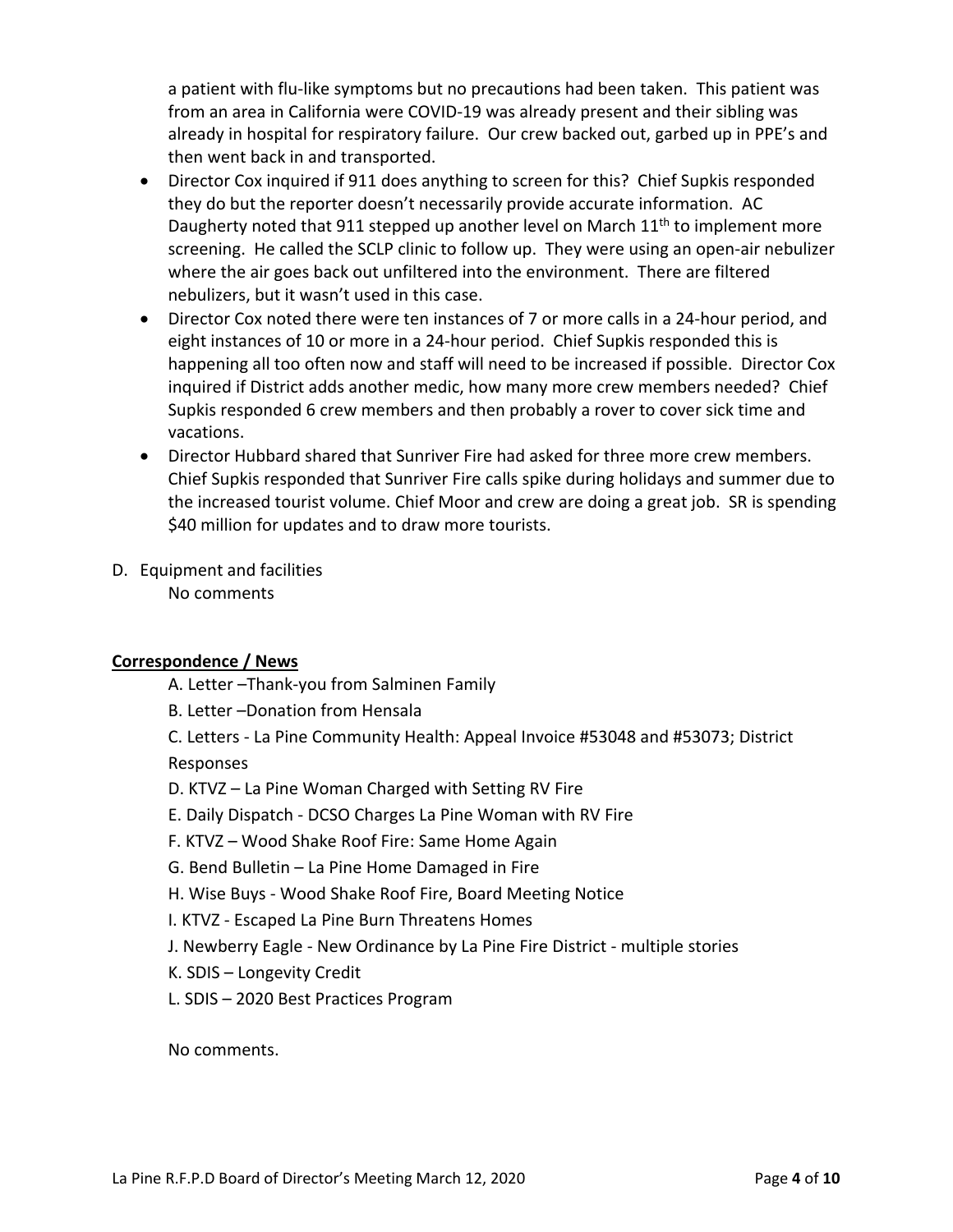a patient with flu-like symptoms but no precautions had been taken. This patient was from an area in California were COVID-19 was already present and their sibling was already in hospital for respiratory failure. Our crew backed out, garbed up in PPE's and then went back in and transported.

- Director Cox inquired if 911 does anything to screen for this? Chief Supkis responded they do but the reporter doesn't necessarily provide accurate information. AC Daugherty noted that 911 stepped up another level on March 11th to implement more screening. He called the SCLP clinic to follow up. They were using an open-air nebulizer where the air goes back out unfiltered into the environment. There are filtered nebulizers, but it wasn't used in this case.
- Director Cox noted there were ten instances of 7 or more calls in a 24-hour period, and eight instances of 10 or more in a 24-hour period. Chief Supkis responded this is happening all too often now and staff will need to be increased if possible. Director Cox inquired if District adds another medic, how many more crew members needed? Chief Supkis responded 6 crew members and then probably a rover to cover sick time and vacations.
- Director Hubbard shared that Sunriver Fire had asked for three more crew members. Chief Supkis responded that Sunriver Fire calls spike during holidays and summer due to the increased tourist volume. Chief Moor and crew are doing a great job. SR is spending $40 million for updates and to draw more tourists.

D. Equipment and facilities

No comments

**Correspondence / News**

A. Letter –Thank-you from Salminen Family

B. Letter –Donation from Hensala

C. Letters - La Pine Community Health: Appeal Invoice #53048 and #53073; District Responses

D. KTVZ – La Pine Woman Charged with Setting RV Fire

E. Daily Dispatch - DCSO Charges La Pine Woman with RV Fire

F. KTVZ – Wood Shake Roof Fire: Same Home Again

G. Bend Bulletin – La Pine Home Damaged in Fire

H. Wise Buys - Wood Shake Roof Fire, Board Meeting Notice

I. KTVZ - Escaped La Pine Burn Threatens Homes

J. Newberry Eagle - New Ordinance by La Pine Fire District - multiple stories

K. SDIS – Longevity Credit

L. SDIS – 2020 Best Practices Program

No comments.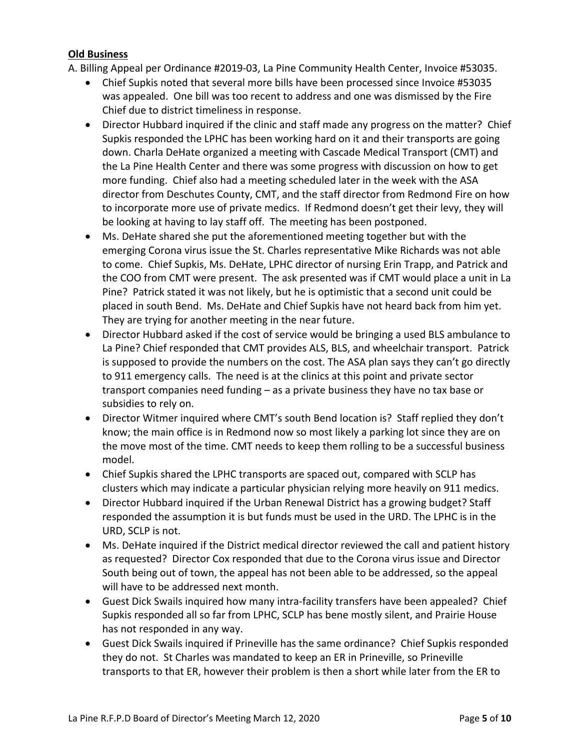**Old Business**

A. Billing Appeal per Ordinance #2019-03, La Pine Community Health Center, Invoice #53035.

- Chief Supkis noted that several more bills have been processed since Invoice #53035 was appealed. One bill was too recent to address and one was dismissed by the Fire Chief due to district timeliness in response.
- Director Hubbard inquired if the clinic and staff made any progress on the matter? Chief Supkis responded the LPHC has been working hard on it and their transports are going down. Charla DeHate organized a meeting with Cascade Medical Transport (CMT) and the La Pine Health Center and there was some progress with discussion on how to get more funding. Chief also had a meeting scheduled later in the week with the ASA director from Deschutes County, CMT, and the staff director from Redmond Fire on how to incorporate more use of private medics. If Redmond doesn't get their levy, they will be looking at having to lay staff off. The meeting has been postponed.
- Ms. DeHate shared she put the aforementioned meeting together but with the emerging Corona virus issue the St. Charles representative Mike Richards was not able to come. Chief Supkis, Ms. DeHate, LPHC director of nursing Erin Trapp, and Patrick and the COO from CMT were present. The ask presented was if CMT would place a unit in La Pine? Patrick stated it was not likely, but he is optimistic that a second unit could be placed in south Bend. Ms. DeHate and Chief Supkis have not heard back from him yet. They are trying for another meeting in the near future.
- Director Hubbard asked if the cost of service would be bringing a used BLS ambulance to La Pine? Chief responded that CMT provides ALS, BLS, and wheelchair transport. Patrick is supposed to provide the numbers on the cost. The ASA plan says they can't go directly to 911 emergency calls. The need is at the clinics at this point and private sector transport companies need funding – as a private business they have no tax base or subsidies to rely on.
- Director Witmer inquired where CMT's south Bend location is? Staff replied they don't know; the main office is in Redmond now so most likely a parking lot since they are on the move most of the time. CMT needs to keep them rolling to be a successful business model.
- Chief Supkis shared the LPHC transports are spaced out, compared with SCLP has clusters which may indicate a particular physician relying more heavily on 911 medics.
- Director Hubbard inquired if the Urban Renewal District has a growing budget? Staff responded the assumption it is but funds must be used in the URD. The LPHC is in the URD, SCLP is not.
- Ms. DeHate inquired if the District medical director reviewed the call and patient history as requested? Director Cox responded that due to the Corona virus issue and Director South being out of town, the appeal has not been able to be addressed, so the appeal will have to be addressed next month.
- Guest Dick Swails inquired how many intra-facility transfers have been appealed? Chief Supkis responded all so far from LPHC, SCLP has bene mostly silent, and Prairie House has not responded in any way.
- Guest Dick Swails inquired if Prineville has the same ordinance? Chief Supkis responded they do not. St Charles was mandated to keep an ER in Prineville, so Prineville transports to that ER, however their problem is then a short while later from the ER to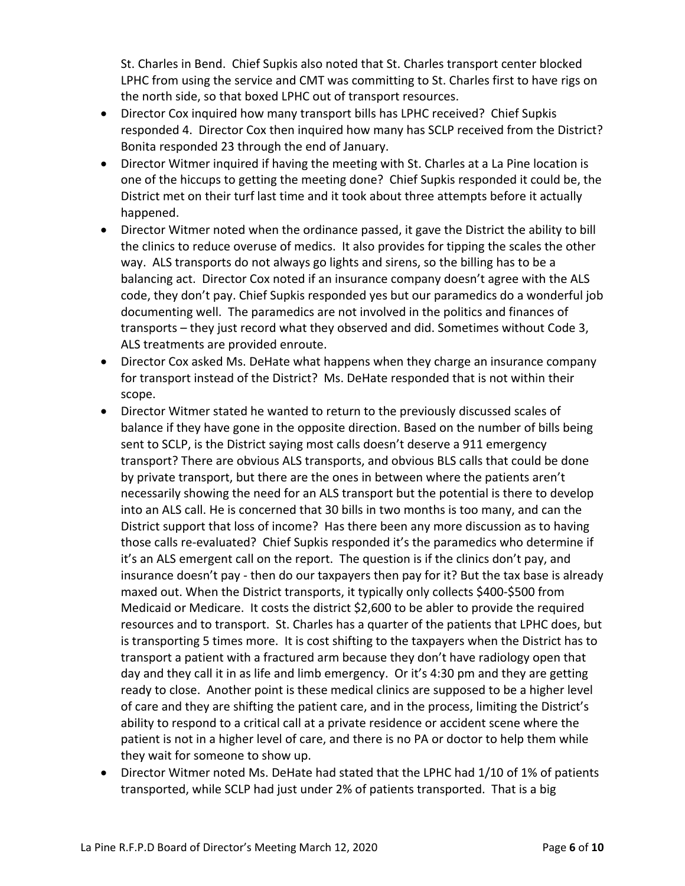St. Charles in Bend. Chief Supkis also noted that St. Charles transport center blocked LPHC from using the service and CMT was committing to St. Charles first to have rigs on the north side, so that boxed LPHC out of transport resources.

- Director Cox inquired how many transport bills has LPHC received? Chief Supkis responded 4. Director Cox then inquired how many has SCLP received from the District? Bonita responded 23 through the end of January.
- Director Witmer inquired if having the meeting with St. Charles at a La Pine location is one of the hiccups to getting the meeting done? Chief Supkis responded it could be, the District met on their turf last time and it took about three attempts before it actually happened.
- Director Witmer noted when the ordinance passed, it gave the District the ability to bill the clinics to reduce overuse of medics. It also provides for tipping the scales the other way. ALS transports do not always go lights and sirens, so the billing has to be a balancing act. Director Cox noted if an insurance company doesn't agree with the ALS code, they don't pay. Chief Supkis responded yes but our paramedics do a wonderful job documenting well. The paramedics are not involved in the politics and finances of transports – they just record what they observed and did. Sometimes without Code 3, ALS treatments are provided enroute.
- Director Cox asked Ms. DeHate what happens when they charge an insurance company for transport instead of the District? Ms. DeHate responded that is not within their scope.
- Director Witmer stated he wanted to return to the previously discussed scales of balance if they have gone in the opposite direction. Based on the number of bills being sent to SCLP, is the District saying most calls doesn't deserve a 911 emergency transport? There are obvious ALS transports, and obvious BLS calls that could be done by private transport, but there are the ones in between where the patients aren't necessarily showing the need for an ALS transport but the potential is there to develop into an ALS call. He is concerned that 30 bills in two months is too many, and can the District support that loss of income? Has there been any more discussion as to having those calls re-evaluated? Chief Supkis responded it's the paramedics who determine if it's an ALS emergent call on the report. The question is if the clinics don't pay, and insurance doesn't pay - then do our taxpayers then pay for it? But the tax base is already maxed out. When the District transports, it typically only collects $400-$500 from Medicaid or Medicare. It costs the district $2,600 to be abler to provide the required resources and to transport. St. Charles has a quarter of the patients that LPHC does, but is transporting 5 times more. It is cost shifting to the taxpayers when the District has to transport a patient with a fractured arm because they don't have radiology open that day and they call it in as life and limb emergency. Or it's 4:30 pm and they are getting ready to close. Another point is these medical clinics are supposed to be a higher level of care and they are shifting the patient care, and in the process, limiting the District's ability to respond to a critical call at a private residence or accident scene where the patient is not in a higher level of care, and there is no PA or doctor to help them while they wait for someone to show up.
- Director Witmer noted Ms. DeHate had stated that the LPHC had 1/10 of 1% of patients transported, while SCLP had just under 2% of patients transported. That is a big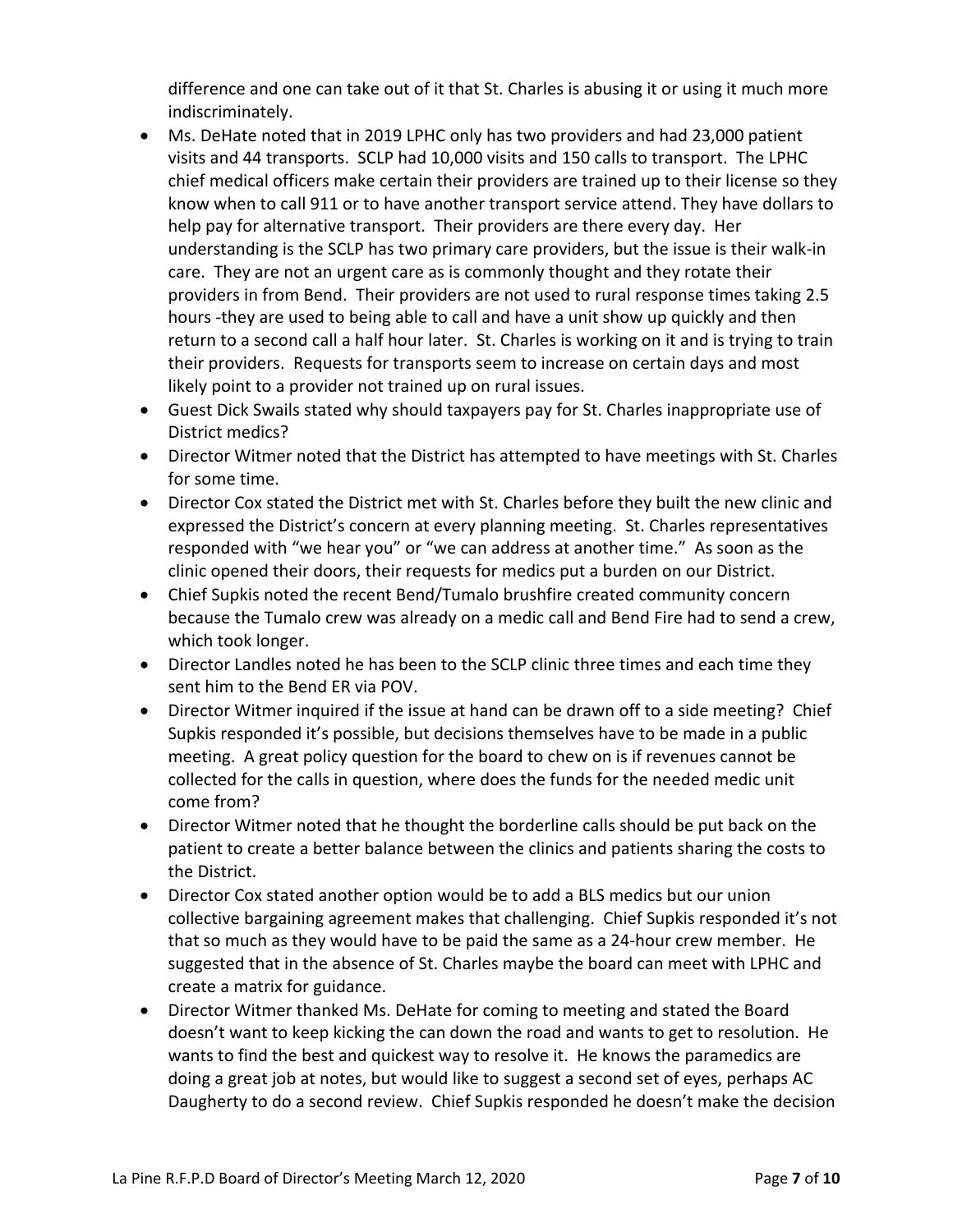difference and one can take out of it that St. Charles is abusing it or using it much more indiscriminately.

- Ms. DeHate noted that in 2019 LPHC only has two providers and had 23,000 patient visits and 44 transports. SCLP had 10,000 visits and 150 calls to transport. The LPHC chief medical officers make certain their providers are trained up to their license so they know when to call 911 or to have another transport service attend. They have dollars to help pay for alternative transport. Their providers are there every day. Her understanding is the SCLP has two primary care providers, but the issue is their walk-in care. They are not an urgent care as is commonly thought and they rotate their providers in from Bend. Their providers are not used to rural response times taking 2.5 hours -they are used to being able to call and have a unit show up quickly and then return to a second call a half hour later. St. Charles is working on it and is trying to train their providers. Requests for transports seem to increase on certain days and most likely point to a provider not trained up on rural issues.
- Guest Dick Swails stated why should taxpayers pay for St. Charles inappropriate use of District medics?
- Director Witmer noted that the District has attempted to have meetings with St. Charles for some time.
- Director Cox stated the District met with St. Charles before they built the new clinic and expressed the District's concern at every planning meeting. St. Charles representatives responded with "we hear you" or "we can address at another time." As soon as the clinic opened their doors, their requests for medics put a burden on our District.
- Chief Supkis noted the recent Bend/Tumalo brushfire created community concern because the Tumalo crew was already on a medic call and Bend Fire had to send a crew, which took longer.
- Director Landles noted he has been to the SCLP clinic three times and each time they sent him to the Bend ER via POV.
- Director Witmer inquired if the issue at hand can be drawn off to a side meeting? Chief Supkis responded it's possible, but decisions themselves have to be made in a public meeting. A great policy question for the board to chew on is if revenues cannot be collected for the calls in question, where does the funds for the needed medic unit come from?
- Director Witmer noted that he thought the borderline calls should be put back on the patient to create a better balance between the clinics and patients sharing the costs to the District.
- Director Cox stated another option would be to add a BLS medics but our union collective bargaining agreement makes that challenging. Chief Supkis responded it's not that so much as they would have to be paid the same as a 24-hour crew member. He suggested that in the absence of St. Charles maybe the board can meet with LPHC and create a matrix for guidance.
- Director Witmer thanked Ms. DeHate for coming to meeting and stated the Board doesn't want to keep kicking the can down the road and wants to get to resolution. He wants to find the best and quickest way to resolve it. He knows the paramedics are doing a great job at notes, but would like to suggest a second set of eyes, perhaps AC Daugherty to do a second review. Chief Supkis responded he doesn't make the decision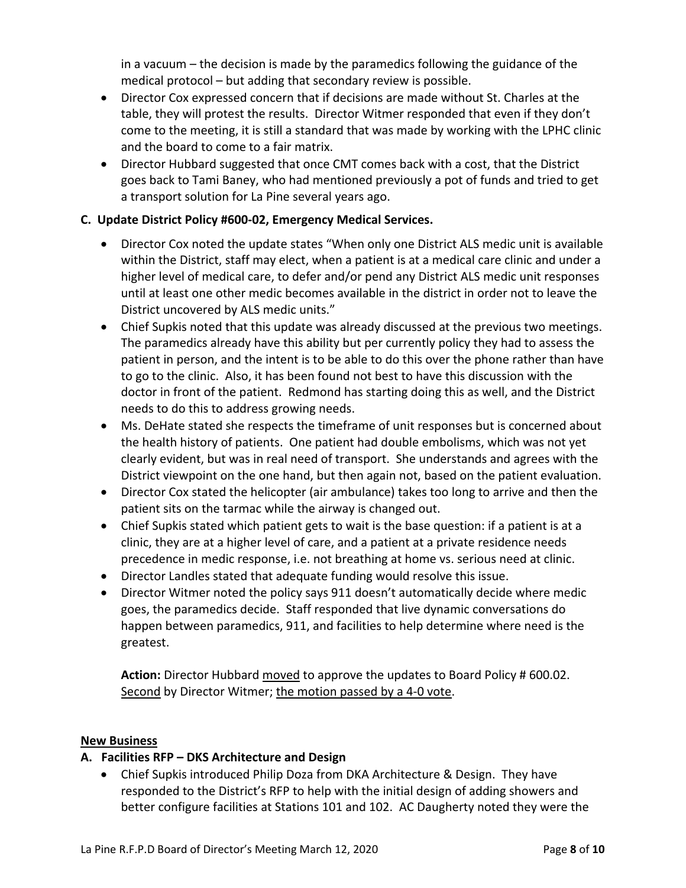in a vacuum – the decision is made by the paramedics following the guidance of the medical protocol – but adding that secondary review is possible.

- Director Cox expressed concern that if decisions are made without St. Charles at the table, they will protest the results. Director Witmer responded that even if they don't come to the meeting, it is still a standard that was made by working with the LPHC clinic and the board to come to a fair matrix.
- Director Hubbard suggested that once CMT comes back with a cost, that the District goes back to Tami Baney, who had mentioned previously a pot of funds and tried to get a transport solution for La Pine several years ago.

**C. Update District Policy #600-02, Emergency Medical Services.**

- Director Cox noted the update states "When only one District ALS medic unit is available within the District, staff may elect, when a patient is at a medical care clinic and under a higher level of medical care, to defer and/or pend any District ALS medic unit responses until at least one other medic becomes available in the district in order not to leave the District uncovered by ALS medic units."
- Chief Supkis noted that this update was already discussed at the previous two meetings. The paramedics already have this ability but per currently policy they had to assess the patient in person, and the intent is to be able to do this over the phone rather than have to go to the clinic. Also, it has been found not best to have this discussion with the doctor in front of the patient. Redmond has starting doing this as well, and the District needs to do this to address growing needs.
- Ms. DeHate stated she respects the timeframe of unit responses but is concerned about the health history of patients. One patient had double embolisms, which was not yet clearly evident, but was in real need of transport. She understands and agrees with the District viewpoint on the one hand, but then again not, based on the patient evaluation.
- Director Cox stated the helicopter (air ambulance) takes too long to arrive and then the patient sits on the tarmac while the airway is changed out.
- Chief Supkis stated which patient gets to wait is the base question: if a patient is at a clinic, they are at a higher level of care, and a patient at a private residence needs precedence in medic response, i.e. not breathing at home vs. serious need at clinic.
- Director Landles stated that adequate funding would resolve this issue.
- Director Witmer noted the policy says 911 doesn't automatically decide where medic goes, the paramedics decide. Staff responded that live dynamic conversations do happen between paramedics, 911, and facilities to help determine where need is the greatest.

  **Action:** Director Hubbard moved to approve the updates to Board Policy # 600.02. Second by Director Witmer; the motion passed by a 4-0 vote.

**New Business**

**A. Facilities RFP – DKS Architecture and Design**

- Chief Supkis introduced Philip Doza from DKA Architecture & Design. They have responded to the District's RFP to help with the initial design of adding showers and better configure facilities at Stations 101 and 102. AC Daugherty noted they were the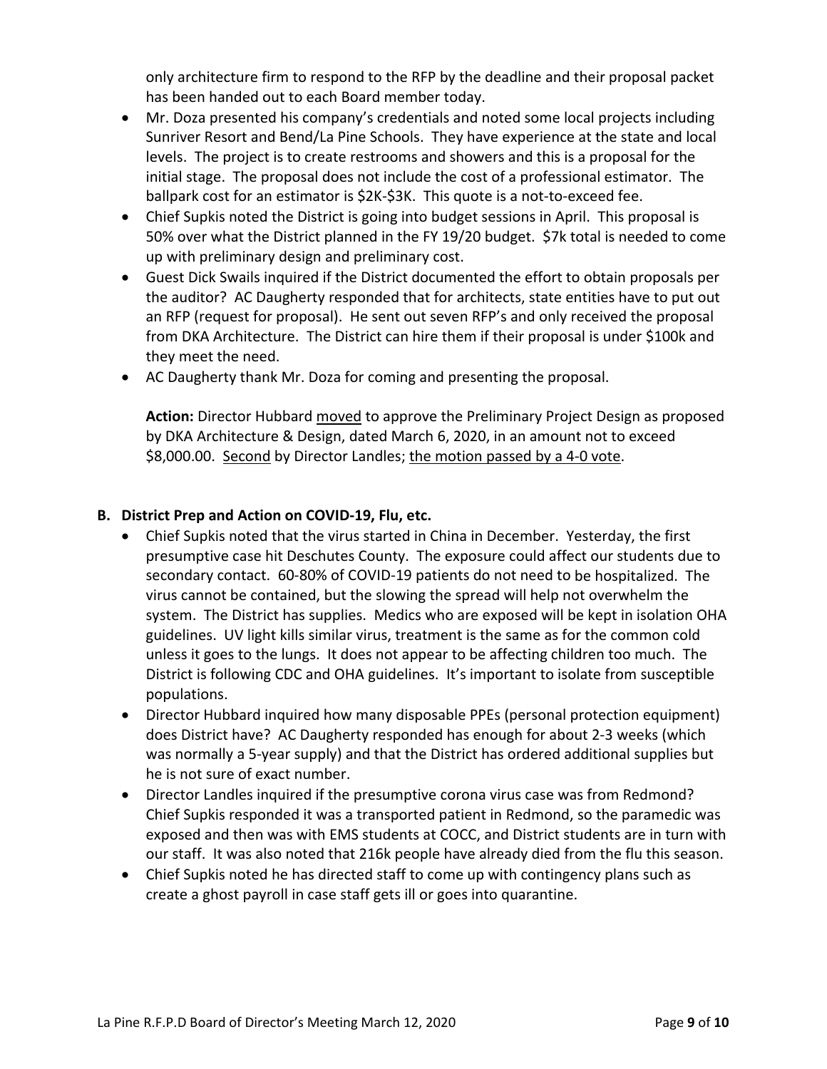only architecture firm to respond to the RFP by the deadline and their proposal packet has been handed out to each Board member today.

- Mr. Doza presented his company's credentials and noted some local projects including Sunriver Resort and Bend/La Pine Schools. They have experience at the state and local levels. The project is to create restrooms and showers and this is a proposal for the initial stage. The proposal does not include the cost of a professional estimator. The ballpark cost for an estimator is $2K-$3K. This quote is a not-to-exceed fee.
- Chief Supkis noted the District is going into budget sessions in April. This proposal is 50% over what the District planned in the FY 19/20 budget. $7k total is needed to come up with preliminary design and preliminary cost.
- Guest Dick Swails inquired if the District documented the effort to obtain proposals per the auditor? AC Daugherty responded that for architects, state entities have to put out an RFP (request for proposal). He sent out seven RFP's and only received the proposal from DKA Architecture. The District can hire them if their proposal is under $100k and they meet the need.
- AC Daugherty thank Mr. Doza for coming and presenting the proposal.

  **Action:** Director Hubbard <u>moved</u> to approve the Preliminary Project Design as proposed by DKA Architecture & Design, dated March 6, 2020, in an amount not to exceed $8,000.00. <u>Second</u> by Director Landles; <u>the motion passed by a 4-0 vote</u>.

**B. District Prep and Action on COVID-19, Flu, etc.**

- Chief Supkis noted that the virus started in China in December. Yesterday, the first presumptive case hit Deschutes County. The exposure could affect our students due to secondary contact. 60-80% of COVID-19 patients do not need to be hospitalized. The virus cannot be contained, but the slowing the spread will help not overwhelm the system. The District has supplies. Medics who are exposed will be kept in isolation OHA guidelines. UV light kills similar virus, treatment is the same as for the common cold unless it goes to the lungs. It does not appear to be affecting children too much. The District is following CDC and OHA guidelines. It's important to isolate from susceptible populations.
- Director Hubbard inquired how many disposable PPEs (personal protection equipment) does District have? AC Daugherty responded has enough for about 2-3 weeks (which was normally a 5-year supply) and that the District has ordered additional supplies but he is not sure of exact number.
- Director Landles inquired if the presumptive corona virus case was from Redmond? Chief Supkis responded it was a transported patient in Redmond, so the paramedic was exposed and then was with EMS students at COCC, and District students are in turn with our staff. It was also noted that 216k people have already died from the flu this season.
- Chief Supkis noted he has directed staff to come up with contingency plans such as create a ghost payroll in case staff gets ill or goes into quarantine.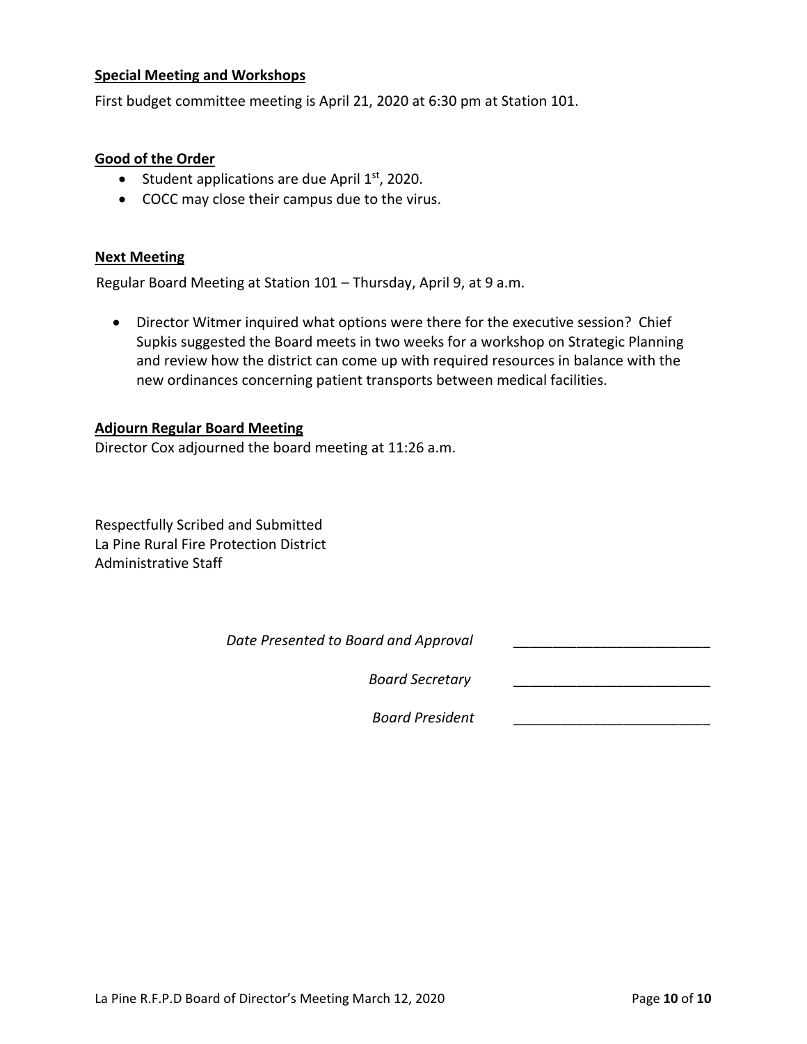**Special Meeting and Workshops**

First budget committee meeting is April 21, 2020 at 6:30 pm at Station 101.

**Good of the Order**

- Student applications are due April 1st, 2020.
- COCC may close their campus due to the virus.

**Next Meeting**

Regular Board Meeting at Station 101 – Thursday, April 9, at 9 a.m.

- Director Witmer inquired what options were there for the executive session? Chief Supkis suggested the Board meets in two weeks for a workshop on Strategic Planning and review how the district can come up with required resources in balance with the new ordinances concerning patient transports between medical facilities.

**Adjourn Regular Board Meeting**

Director Cox adjourned the board meeting at 11:26 a.m.

Respectfully Scribed and Submitted
La Pine Rural Fire Protection District
Administrative Staff

*Date Presented to Board and Approval* \_\_\_\_\_\_\_\_\_\_\_\_\_\_\_\_\_\_\_\_\_\_\_\_\_

*Board Secretary* \_\_\_\_\_\_\_\_\_\_\_\_\_\_\_\_\_\_\_\_\_\_\_\_\_

*Board President* \_\_\_\_\_\_\_\_\_\_\_\_\_\_\_\_\_\_\_\_\_\_\_\_\_